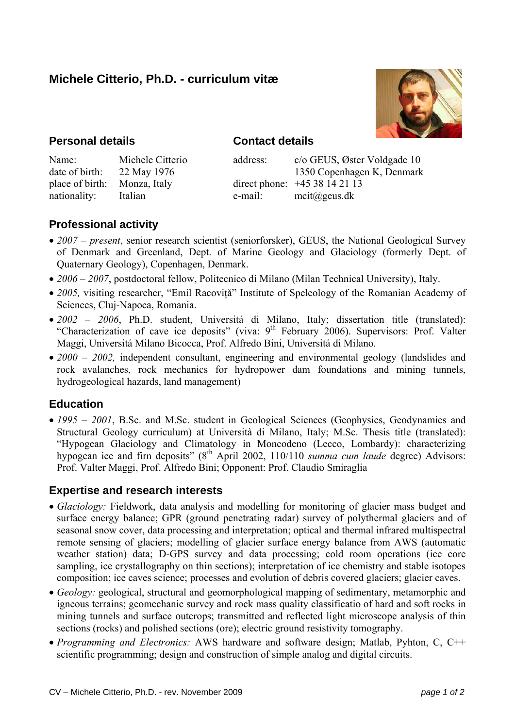# Michele Citterio, Ph.D. - curriculum vitæ

## Personal details

| | |
|---|---|
| Name: | Michele Citterio |
| date of birth: | 22 May 1976 |
| place of birth: | Monza, Italy |
| nationality: | Italian |

## Contact details

| | |
|---|---|
| address: | c/o GEUS, Øster Voldgade 10<br>1350 Copenhagen K, Denmark |
| direct phone: | +45 38 14 21 13 |
| e-mail: | mcit@geus.dk |

## Professional activity

- *2007 – present*, senior research scientist (seniorforsker), GEUS, the National Geological Survey of Denmark and Greenland, Dept. of Marine Geology and Glaciology (formerly Dept. of Quaternary Geology), Copenhagen, Denmark.
- *2006 – 2007*, postdoctoral fellow, Politecnico di Milano (Milan Technical University), Italy.
- *2005,* visiting researcher, "Emil Racoviță" Institute of Speleology of the Romanian Academy of Sciences, Cluj-Napoca, Romania.
- *2002 – 2006*, Ph.D. student, Universitá di Milano, Italy; dissertation title (translated): "Characterization of cave ice deposits" (viva: 9th February 2006). Supervisors: Prof. Valter Maggi, Universitá Milano Bicocca, Prof. Alfredo Bini, Universitá di Milano.
- *2000 – 2002,* independent consultant, engineering and environmental geology (landslides and rock avalanches, rock mechanics for hydropower dam foundations and mining tunnels, hydrogeological hazards, land management)

## Education

- *1995 – 2001*, B.Sc. and M.Sc. student in Geological Sciences (Geophysics, Geodynamics and Structural Geology curriculum) at Università di Milano, Italy; M.Sc. Thesis title (translated): "Hypogean Glaciology and Climatology in Moncodeno (Lecco, Lombardy): characterizing hypogean ice and firn deposits" (8th April 2002, 110/110 *summa cum laude* degree) Advisors: Prof. Valter Maggi, Prof. Alfredo Bini; Opponent: Prof. Claudio Smiraglia

## Expertise and research interests

- *Glaciology:* Fieldwork, data analysis and modelling for monitoring of glacier mass budget and surface energy balance; GPR (ground penetrating radar) survey of polythermal glaciers and of seasonal snow cover, data processing and interpretation; optical and thermal infrared multispectral remote sensing of glaciers; modelling of glacier surface energy balance from AWS (automatic weather station) data; D-GPS survey and data processing; cold room operations (ice core sampling, ice crystallography on thin sections); interpretation of ice chemistry and stable isotopes composition; ice caves science; processes and evolution of debris covered glaciers; glacier caves.
- *Geology:* geological, structural and geomorphological mapping of sedimentary, metamorphic and igneous terrains; geomechanic survey and rock mass quality classificatio of hard and soft rocks in mining tunnels and surface outcrops; transmitted and reflected light microscope analysis of thin sections (rocks) and polished sections (ore); electric ground resistivity tomography.
- *Programming and Electronics:* AWS hardware and software design; Matlab, Pyhton, C, C++ scientific programming; design and construction of simple analog and digital circuits.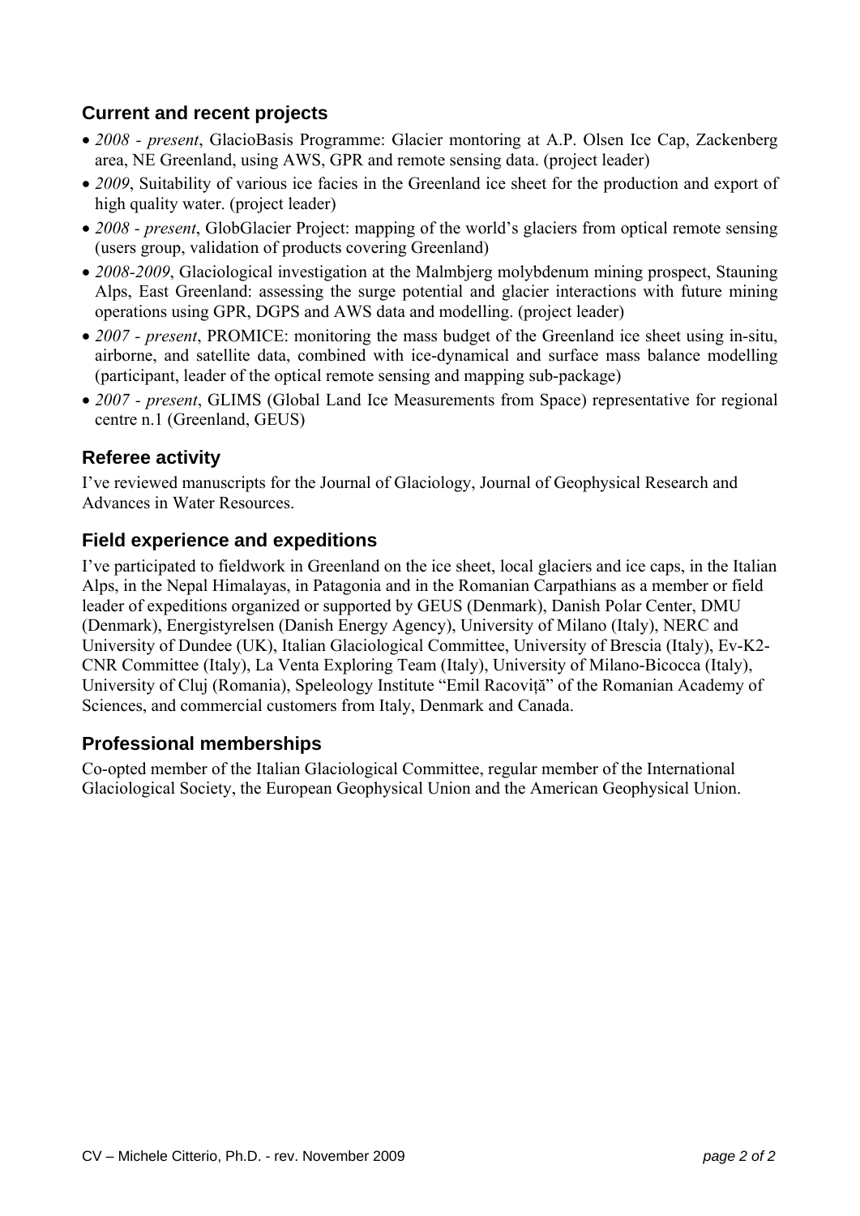## Current and recent projects

- *2008 - present*, GlacioBasis Programme: Glacier montoring at A.P. Olsen Ice Cap, Zackenberg area, NE Greenland, using AWS, GPR and remote sensing data. (project leader)
- *2009*, Suitability of various ice facies in the Greenland ice sheet for the production and export of high quality water. (project leader)
- *2008 - present*, GlobGlacier Project: mapping of the world's glaciers from optical remote sensing (users group, validation of products covering Greenland)
- *2008-2009*, Glaciological investigation at the Malmbjerg molybdenum mining prospect, Stauning Alps, East Greenland: assessing the surge potential and glacier interactions with future mining operations using GPR, DGPS and AWS data and modelling. (project leader)
- *2007 - present*, PROMICE: monitoring the mass budget of the Greenland ice sheet using in-situ, airborne, and satellite data, combined with ice-dynamical and surface mass balance modelling (participant, leader of the optical remote sensing and mapping sub-package)
- *2007 - present*, GLIMS (Global Land Ice Measurements from Space) representative for regional centre n.1 (Greenland, GEUS)

## Referee activity

I've reviewed manuscripts for the Journal of Glaciology, Journal of Geophysical Research and Advances in Water Resources.

## Field experience and expeditions

I've participated to fieldwork in Greenland on the ice sheet, local glaciers and ice caps, in the Italian Alps, in the Nepal Himalayas, in Patagonia and in the Romanian Carpathians as a member or field leader of expeditions organized or supported by GEUS (Denmark), Danish Polar Center, DMU (Denmark), Energistyrelsen (Danish Energy Agency), University of Milano (Italy), NERC and University of Dundee (UK), Italian Glaciological Committee, University of Brescia (Italy), Ev-K2-CNR Committee (Italy), La Venta Exploring Team (Italy), University of Milano-Bicocca (Italy), University of Cluj (Romania), Speleology Institute "Emil Racoviţă" of the Romanian Academy of Sciences, and commercial customers from Italy, Denmark and Canada.

## Professional memberships

Co-opted member of the Italian Glaciological Committee, regular member of the International Glaciological Society, the European Geophysical Union and the American Geophysical Union.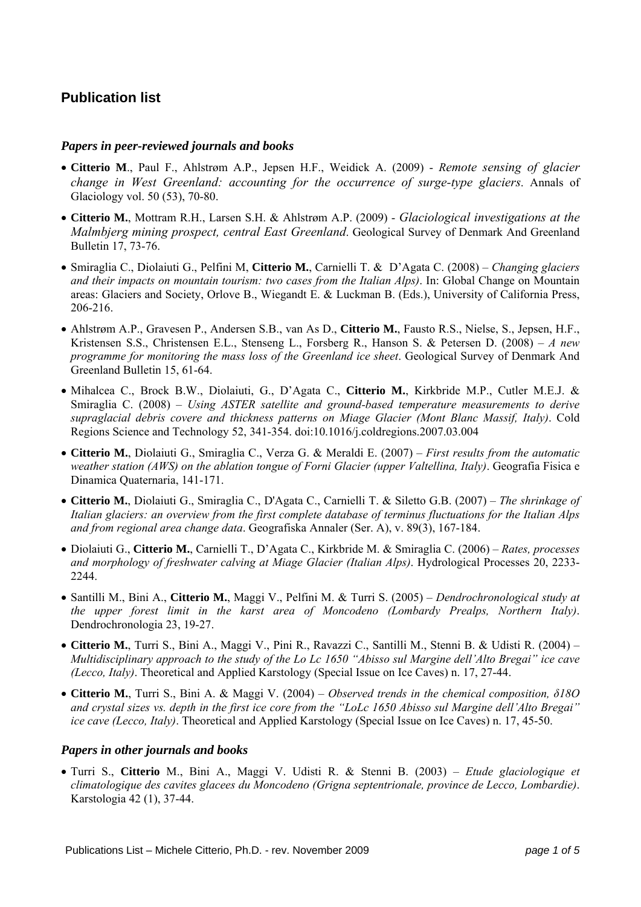## Publication list

### *Papers in peer-reviewed journals and books*

- **Citterio M**., Paul F., Ahlstrøm A.P., Jepsen H.F., Weidick A. (2009) - *Remote sensing of glacier change in West Greenland: accounting for the occurrence of surge-type glaciers*. Annals of Glaciology vol. 50 (53), 70-80.
- **Citterio M.**, Mottram R.H., Larsen S.H. & Ahlstrøm A.P. (2009) - *Glaciological investigations at the Malmbjerg mining prospect, central East Greenland*. Geological Survey of Denmark And Greenland Bulletin 17, 73-76.
- Smiraglia C., Diolaiuti G., Pelfini M, **Citterio M.**, Carnielli T. & D'Agata C. (2008) – *Changing glaciers and their impacts on mountain tourism: two cases from the Italian Alps)*. In: Global Change on Mountain areas: Glaciers and Society, Orlove B., Wiegandt E. & Luckman B. (Eds.), University of California Press, 206-216.
- Ahlstrøm A.P., Gravesen P., Andersen S.B., van As D., **Citterio M.**, Fausto R.S., Nielse, S., Jepsen, H.F., Kristensen S.S., Christensen E.L., Stenseng L., Forsberg R., Hanson S. & Petersen D. (2008) – *A new programme for monitoring the mass loss of the Greenland ice sheet*. Geological Survey of Denmark And Greenland Bulletin 15, 61-64.
- Mihalcea C., Brock B.W., Diolaiuti, G., D'Agata C., **Citterio M.**, Kirkbride M.P., Cutler M.E.J. & Smiraglia C. (2008) – *Using ASTER satellite and ground-based temperature measurements to derive supraglacial debris covere and thickness patterns on Miage Glacier (Mont Blanc Massif, Italy)*. Cold Regions Science and Technology 52, 341-354. doi:10.1016/j.coldregions.2007.03.004
- **Citterio M.**, Diolaiuti G., Smiraglia C., Verza G. & Meraldi E. (2007) – *First results from the automatic weather station (AWS) on the ablation tongue of Forni Glacier (upper Valtellina, Italy)*. Geografia Fisica e Dinamica Quaternaria, 141-171.
- **Citterio M.**, Diolaiuti G., Smiraglia C., D'Agata C., Carnielli T. & Siletto G.B. (2007) – *The shrinkage of Italian glaciers: an overview from the first complete database of terminus fluctuations for the Italian Alps and from regional area change data*. Geografiska Annaler (Ser. A), v. 89(3), 167-184.
- Diolaiuti G., **Citterio M.**, Carnielli T., D'Agata C., Kirkbride M. & Smiraglia C. (2006) – *Rates, processes and morphology of freshwater calving at Miage Glacier (Italian Alps)*. Hydrological Processes 20, 2233-2244.
- Santilli M., Bini A., **Citterio M.**, Maggi V., Pelfini M. & Turri S. (2005) – *Dendrochronological study at the upper forest limit in the karst area of Moncodeno (Lombardy Prealps, Northern Italy)*. Dendrochronologia 23, 19-27.
- **Citterio M.**, Turri S., Bini A., Maggi V., Pini R., Ravazzi C., Santilli M., Stenni B. & Udisti R. (2004) – *Multidisciplinary approach to the study of the Lo Lc 1650 "Abisso sul Margine dell'Alto Bregai" ice cave (Lecco, Italy)*. Theoretical and Applied Karstology (Special Issue on Ice Caves) n. 17, 27-44.
- **Citterio M.**, Turri S., Bini A. & Maggi V. (2004) – *Observed trends in the chemical composition, δ18O and crystal sizes vs. depth in the first ice core from the "LoLc 1650 Abisso sul Margine dell'Alto Bregai" ice cave (Lecco, Italy)*. Theoretical and Applied Karstology (Special Issue on Ice Caves) n. 17, 45-50.

### *Papers in other journals and books*

- Turri S., **Citterio** M., Bini A., Maggi V. Udisti R. & Stenni B. (2003) – *Etude glaciologique et climatologique des cavites glacees du Moncodeno (Grigna septentrionale, province de Lecco, Lombardie)*. Karstologia 42 (1), 37-44.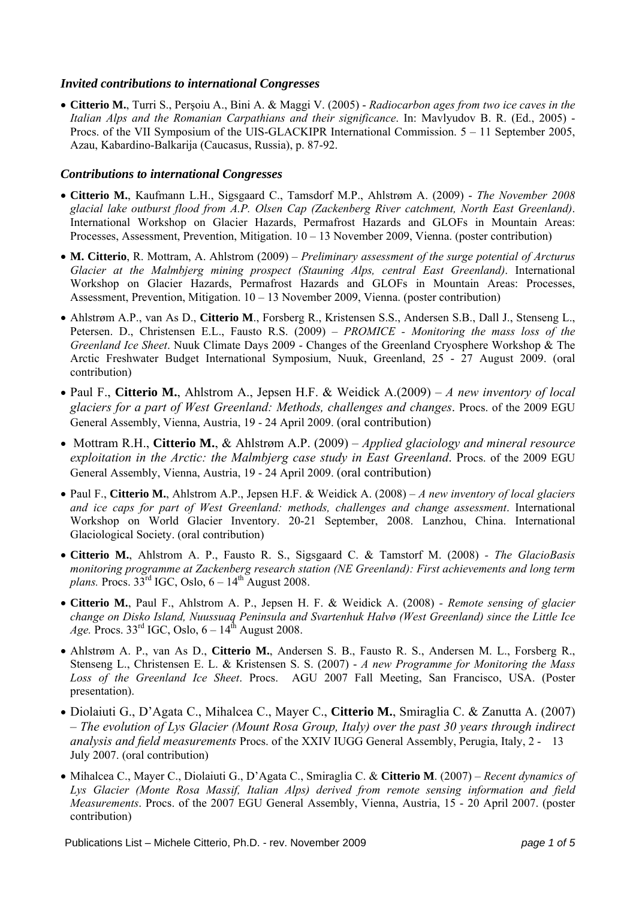### *Invited contributions to international Congresses*

- **Citterio M.**, Turri S., Perşoiu A., Bini A. & Maggi V. (2005) - *Radiocarbon ages from two ice caves in the Italian Alps and the Romanian Carpathians and their significance*. In: Mavlyudov B. R. (Ed., 2005) - Procs. of the VII Symposium of the UIS-GLACKIPR International Commission. 5 – 11 September 2005, Azau, Kabardino-Balkarija (Caucasus, Russia), p. 87-92.

### *Contributions to international Congresses*

- **Citterio M.**, Kaufmann L.H., Sigsgaard C., Tamsdorf M.P., Ahlstrøm A. (2009) - *The November 2008 glacial lake outburst flood from A.P. Olsen Cap (Zackenberg River catchment, North East Greenland)*. International Workshop on Glacier Hazards, Permafrost Hazards and GLOFs in Mountain Areas: Processes, Assessment, Prevention, Mitigation. 10 – 13 November 2009, Vienna. (poster contribution)
- **M. Citterio**, R. Mottram, A. Ahlstrom (2009) – *Preliminary assessment of the surge potential of Arcturus Glacier at the Malmbjerg mining prospect (Stauning Alps, central East Greenland)*. International Workshop on Glacier Hazards, Permafrost Hazards and GLOFs in Mountain Areas: Processes, Assessment, Prevention, Mitigation. 10 – 13 November 2009, Vienna. (poster contribution)
- Ahlstrøm A.P., van As D., **Citterio M**., Forsberg R., Kristensen S.S., Andersen S.B., Dall J., Stenseng L., Petersen. D., Christensen E.L., Fausto R.S. (2009) – *PROMICE - Monitoring the mass loss of the Greenland Ice Sheet*. Nuuk Climate Days 2009 - Changes of the Greenland Cryosphere Workshop & The Arctic Freshwater Budget International Symposium, Nuuk, Greenland, 25 - 27 August 2009. (oral contribution)
- Paul F., **Citterio M.**, Ahlstrom A., Jepsen H.F. & Weidick A.(2009) – *A new inventory of local glaciers for a part of West Greenland: Methods, challenges and changes*. Procs. of the 2009 EGU General Assembly, Vienna, Austria, 19 - 24 April 2009. (oral contribution)
- Mottram R.H., **Citterio M.**, & Ahlstrøm A.P. (2009) – *Applied glaciology and mineral resource exploitation in the Arctic: the Malmbjerg case study in East Greenland*. Procs. of the 2009 EGU General Assembly, Vienna, Austria, 19 - 24 April 2009. (oral contribution)
- Paul F., **Citterio M.**, Ahlstrom A.P., Jepsen H.F. & Weidick A. (2008) – *A new inventory of local glaciers and ice caps for part of West Greenland: methods, challenges and change assessment*. International Workshop on World Glacier Inventory. 20-21 September, 2008. Lanzhou, China. International Glaciological Society. (oral contribution)
- **Citterio M.**, Ahlstrom A. P., Fausto R. S., Sigsgaard C. & Tamstorf M. (2008) - *The GlacioBasis monitoring programme at Zackenberg research station (NE Greenland): First achievements and long term plans.* Procs. 33rd IGC, Oslo, 6 – 14th August 2008.
- **Citterio M.**, Paul F., Ahlstrom A. P., Jepsen H. F. & Weidick A. (2008) - *Remote sensing of glacier change on Disko Island, Nuussuaq Peninsula and Svartenhuk Halvø (West Greenland) since the Little Ice Age.* Procs. 33rd IGC, Oslo, 6 – 14th August 2008.
- Ahlstrøm A. P., van As D., **Citterio M.**, Andersen S. B., Fausto R. S., Andersen M. L., Forsberg R., Stenseng L., Christensen E. L. & Kristensen S. S. (2007) - *A new Programme for Monitoring the Mass Loss of the Greenland Ice Sheet*. Procs. AGU 2007 Fall Meeting, San Francisco, USA. (Poster presentation).
- Diolaiuti G., D'Agata C., Mihalcea C., Mayer C., **Citterio M.**, Smiraglia C. & Zanutta A. (2007) – *The evolution of Lys Glacier (Mount Rosa Group, Italy) over the past 30 years through indirect analysis and field measurements* Procs. of the XXIV IUGG General Assembly, Perugia, Italy, 2 - 13 July 2007. (oral contribution)
- Mihalcea C., Mayer C., Diolaiuti G., D'Agata C., Smiraglia C. & **Citterio M**. (2007) – *Recent dynamics of Lys Glacier (Monte Rosa Massif, Italian Alps) derived from remote sensing information and field Measurements*. Procs. of the 2007 EGU General Assembly, Vienna, Austria, 15 - 20 April 2007. (poster contribution)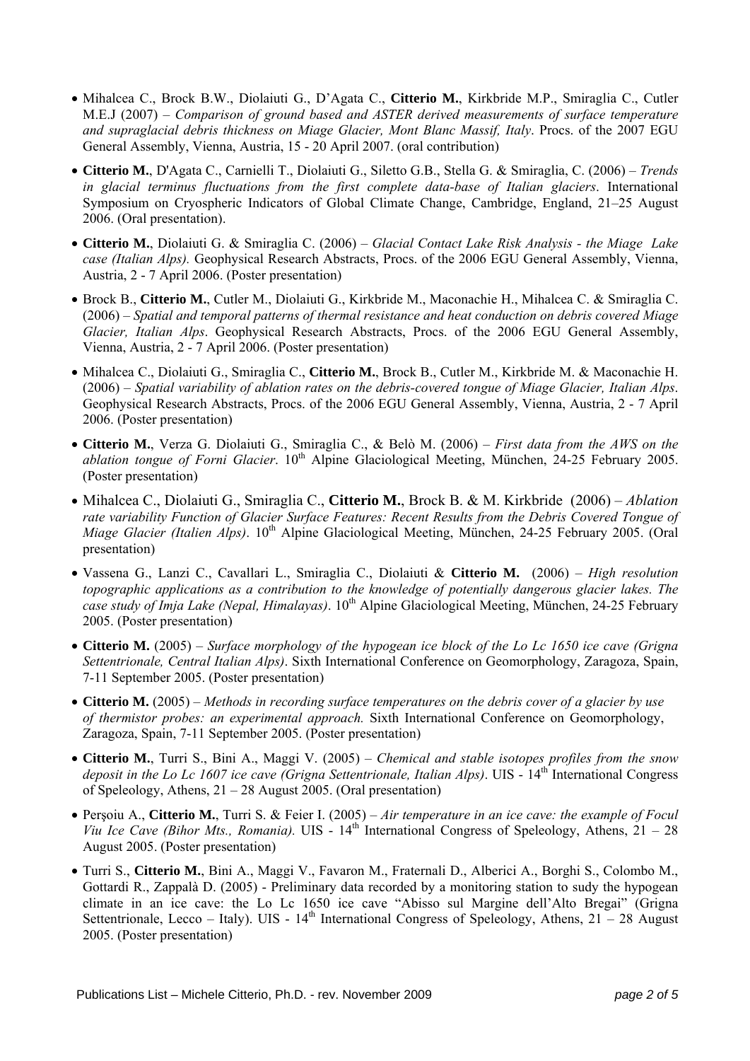- Mihalcea C., Brock B.W., Diolaiuti G., D'Agata C., **Citterio M.**, Kirkbride M.P., Smiraglia C., Cutler M.E.J (2007) – *Comparison of ground based and ASTER derived measurements of surface temperature and supraglacial debris thickness on Miage Glacier, Mont Blanc Massif, Italy*. Procs. of the 2007 EGU General Assembly, Vienna, Austria, 15 - 20 April 2007. (oral contribution)

- **Citterio M.**, D'Agata C., Carnielli T., Diolaiuti G., Siletto G.B., Stella G. & Smiraglia, C. (2006) – *Trends in glacial terminus fluctuations from the first complete data-base of Italian glaciers*. International Symposium on Cryospheric Indicators of Global Climate Change, Cambridge, England, 21–25 August 2006. (Oral presentation).

- **Citterio M.**, Diolaiuti G. & Smiraglia C. (2006) – *Glacial Contact Lake Risk Analysis - the Miage Lake case (Italian Alps).* Geophysical Research Abstracts, Procs. of the 2006 EGU General Assembly, Vienna, Austria, 2 - 7 April 2006. (Poster presentation)

- Brock B., **Citterio M.**, Cutler M., Diolaiuti G., Kirkbride M., Maconachie H., Mihalcea C. & Smiraglia C. (2006) – *Spatial and temporal patterns of thermal resistance and heat conduction on debris covered Miage Glacier, Italian Alps*. Geophysical Research Abstracts, Procs. of the 2006 EGU General Assembly, Vienna, Austria, 2 - 7 April 2006. (Poster presentation)

- Mihalcea C., Diolaiuti G., Smiraglia C., **Citterio M.**, Brock B., Cutler M., Kirkbride M. & Maconachie H. (2006) – *Spatial variability of ablation rates on the debris-covered tongue of Miage Glacier, Italian Alps*. Geophysical Research Abstracts, Procs. of the 2006 EGU General Assembly, Vienna, Austria, 2 - 7 April 2006. (Poster presentation)

- **Citterio M.**, Verza G. Diolaiuti G., Smiraglia C., & Belò M. (2006) – *First data from the AWS on the ablation tongue of Forni Glacier*. 10th Alpine Glaciological Meeting, München, 24-25 February 2005. (Poster presentation)

- Mihalcea C., Diolaiuti G., Smiraglia C., **Citterio M.**, Brock B. & M. Kirkbride (2006) – *Ablation rate variability Function of Glacier Surface Features: Recent Results from the Debris Covered Tongue of Miage Glacier (Italien Alps)*. 10th Alpine Glaciological Meeting, München, 24-25 February 2005. (Oral presentation)

- Vassena G., Lanzi C., Cavallari L., Smiraglia C., Diolaiuti & **Citterio M.** (2006) – *High resolution topographic applications as a contribution to the knowledge of potentially dangerous glacier lakes. The case study of Imja Lake (Nepal, Himalayas)*. 10th Alpine Glaciological Meeting, München, 24-25 February 2005. (Poster presentation)

- **Citterio M.** (2005) – *Surface morphology of the hypogean ice block of the Lo Lc 1650 ice cave (Grigna Settentrionale, Central Italian Alps)*. Sixth International Conference on Geomorphology, Zaragoza, Spain, 7-11 September 2005. (Poster presentation)

- **Citterio M.** (2005) – *Methods in recording surface temperatures on the debris cover of a glacier by use of thermistor probes: an experimental approach.* Sixth International Conference on Geomorphology, Zaragoza, Spain, 7-11 September 2005. (Poster presentation)

- **Citterio M.**, Turri S., Bini A., Maggi V. (2005) – *Chemical and stable isotopes profiles from the snow deposit in the Lo Lc 1607 ice cave (Grigna Settentrionale, Italian Alps)*. UIS - 14th International Congress of Speleology, Athens, 21 – 28 August 2005. (Oral presentation)

- Perşoiu A., **Citterio M.**, Turri S. & Feier I. (2005) – *Air temperature in an ice cave: the example of Focul Viu Ice Cave (Bihor Mts., Romania).* UIS - 14th International Congress of Speleology, Athens, 21 – 28 August 2005. (Poster presentation)

- Turri S., **Citterio M.**, Bini A., Maggi V., Favaron M., Fraternali D., Alberici A., Borghi S., Colombo M., Gottardi R., Zappalà D. (2005) - Preliminary data recorded by a monitoring station to sudy the hypogean climate in an ice cave: the Lo Lc 1650 ice cave "Abisso sul Margine dell'Alto Bregai" (Grigna Settentrionale, Lecco – Italy). UIS - 14th International Congress of Speleology, Athens, 21 – 28 August 2005. (Poster presentation)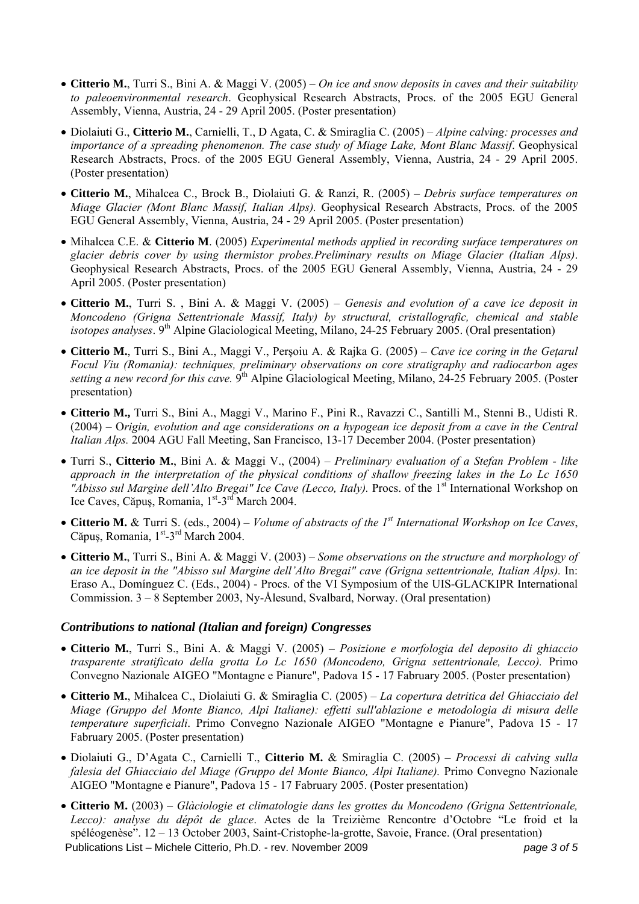- **Citterio M.**, Turri S., Bini A. & Maggi V. (2005) – *On ice and snow deposits in caves and their suitability to paleoenvironmental research*. Geophysical Research Abstracts, Procs. of the 2005 EGU General Assembly, Vienna, Austria, 24 - 29 April 2005. (Poster presentation)

- Diolaiuti G., **Citterio M.**, Carnielli, T., D Agata, C. & Smiraglia C. (2005) – *Alpine calving: processes and importance of a spreading phenomenon. The case study of Miage Lake, Mont Blanc Massif*. Geophysical Research Abstracts, Procs. of the 2005 EGU General Assembly, Vienna, Austria, 24 - 29 April 2005. (Poster presentation)

- **Citterio M.**, Mihalcea C., Brock B., Diolaiuti G. & Ranzi, R. (2005) – *Debris surface temperatures on Miage Glacier (Mont Blanc Massif, Italian Alps).* Geophysical Research Abstracts, Procs. of the 2005 EGU General Assembly, Vienna, Austria, 24 - 29 April 2005. (Poster presentation)

- Mihalcea C.E. & **Citterio M**. (2005) *Experimental methods applied in recording surface temperatures on glacier debris cover by using thermistor probes.Preliminary results on Miage Glacier (Italian Alps)*. Geophysical Research Abstracts, Procs. of the 2005 EGU General Assembly, Vienna, Austria, 24 - 29 April 2005. (Poster presentation)

- **Citterio M.**, Turri S. , Bini A. & Maggi V. (2005) – *Genesis and evolution of a cave ice deposit in Moncodeno (Grigna Settentrionale Massif, Italy) by structural, cristallografic, chemical and stable isotopes analyses*. 9th Alpine Glaciological Meeting, Milano, 24-25 February 2005. (Oral presentation)

- **Citterio M.**, Turri S., Bini A., Maggi V., Perşoiu A. & Rajka G. (2005) – *Cave ice coring in the Gețarul Focul Viu (Romania): techniques, preliminary observations on core stratigraphy and radiocarbon ages setting a new record for this cave.* 9th Alpine Glaciological Meeting, Milano, 24-25 February 2005. (Poster presentation)

- **Citterio M.,** Turri S., Bini A., Maggi V., Marino F., Pini R., Ravazzi C., Santilli M., Stenni B., Udisti R. (2004) – O*rigin, evolution and age considerations on a hypogean ice deposit from a cave in the Central Italian Alps.* 2004 AGU Fall Meeting, San Francisco, 13-17 December 2004. (Poster presentation)

- Turri S., **Citterio M.**, Bini A. & Maggi V., (2004) – *Preliminary evaluation of a Stefan Problem - like approach in the interpretation of the physical conditions of shallow freezing lakes in the Lo Lc 1650 "Abisso sul Margine dell'Alto Bregai" Ice Cave (Lecco, Italy).* Procs. of the 1st International Workshop on Ice Caves, Căpuş, Romania, 1st-3rd March 2004.

- **Citterio M.** & Turri S. (eds., 2004) – *Volume of abstracts of the 1st International Workshop on Ice Caves*, Căpuş, Romania, 1st-3rd March 2004.

- **Citterio M.**, Turri S., Bini A. & Maggi V. (2003) – *Some observations on the structure and morphology of an ice deposit in the "Abisso sul Margine dell'Alto Bregai" cave (Grigna settentrionale, Italian Alps).* In: Eraso A., Domínguez C. (Eds., 2004) - Procs. of the VI Symposium of the UIS-GLACKIPR International Commission. 3 – 8 September 2003, Ny-Ålesund, Svalbard, Norway. (Oral presentation)

### *Contributions to national (Italian and foreign) Congresses*

- **Citterio M.**, Turri S., Bini A. & Maggi V. (2005) – *Posizione e morfologia del deposito di ghiaccio trasparente stratificato della grotta Lo Lc 1650 (Moncodeno, Grigna settentrionale, Lecco).* Primo Convegno Nazionale AIGEO "Montagne e Pianure", Padova 15 - 17 Fabruary 2005. (Poster presentation)

- **Citterio M.**, Mihalcea C., Diolaiuti G. & Smiraglia C. (2005) – *La copertura detritica del Ghiacciaio del Miage (Gruppo del Monte Bianco, Alpi Italiane): effetti sull'ablazione e metodologia di misura delle temperature superficiali*. Primo Convegno Nazionale AIGEO "Montagne e Pianure", Padova 15 - 17 Fabruary 2005. (Poster presentation)

- Diolaiuti G., D'Agata C., Carnielli T., **Citterio M.** & Smiraglia C. (2005) – *Processi di calving sulla falesia del Ghiacciaio del Miage (Gruppo del Monte Bianco, Alpi Italiane).* Primo Convegno Nazionale AIGEO "Montagne e Pianure", Padova 15 - 17 Fabruary 2005. (Poster presentation)

- **Citterio M.** (2003) – *Glàciologie et climatologie dans les grottes du Moncodeno (Grigna Settentrionale, Lecco): analyse du dépôt de glace*. Actes de la Treizième Rencontre d'Octobre "Le froid et la spéléogenèse". 12 – 13 October 2003, Saint-Cristophe-la-grotte, Savoie, France. (Oral presentation)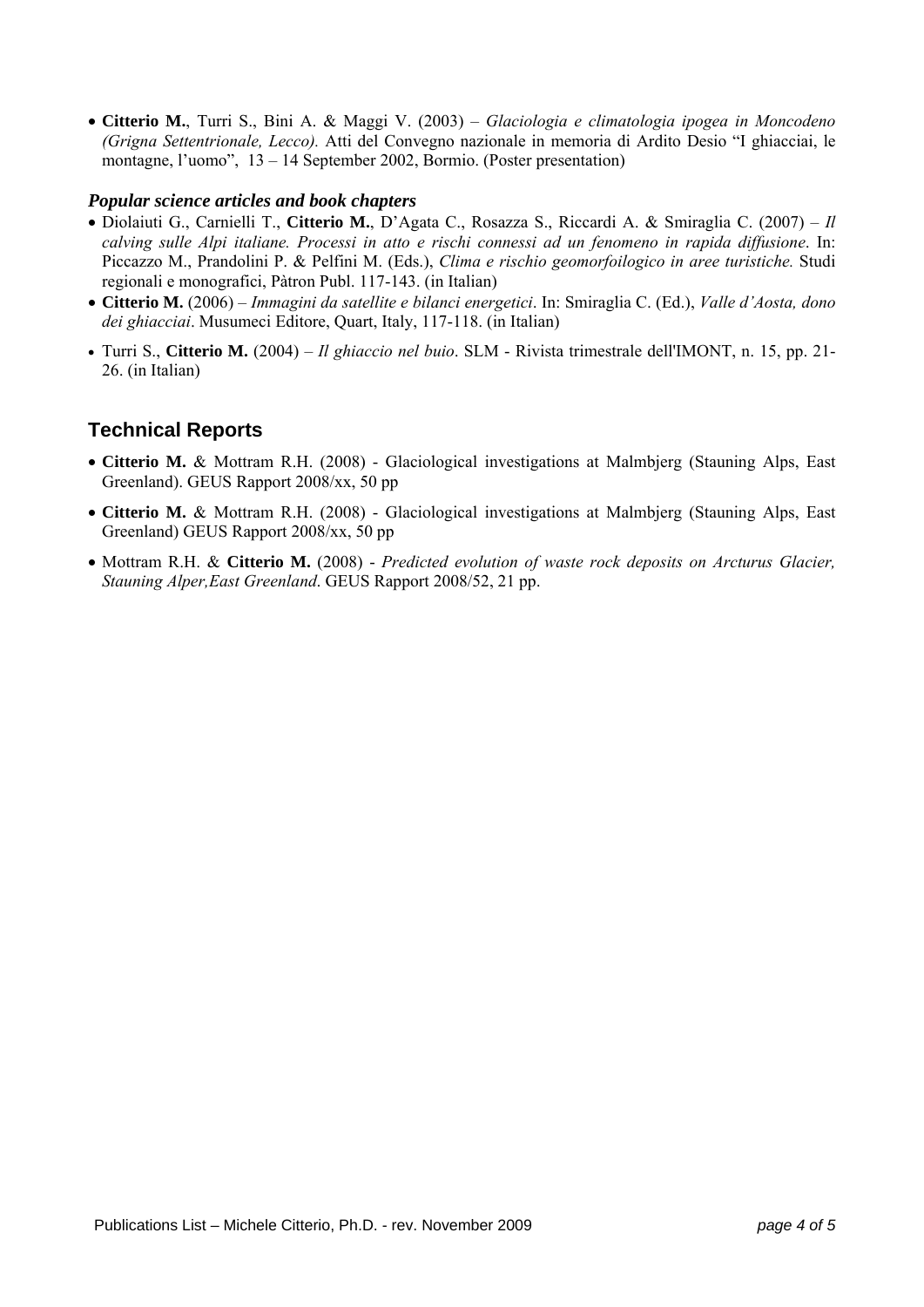- **Citterio M.**, Turri S., Bini A. & Maggi V. (2003) – *Glaciologia e climatologia ipogea in Moncodeno (Grigna Settentrionale, Lecco).* Atti del Convegno nazionale in memoria di Ardito Desio "I ghiacciai, le montagne, l'uomo", 13 – 14 September 2002, Bormio. (Poster presentation)

### *Popular science articles and book chapters*

- Diolaiuti G., Carnielli T., **Citterio M.**, D'Agata C., Rosazza S., Riccardi A. & Smiraglia C. (2007) – *Il calving sulle Alpi italiane. Processi in atto e rischi connessi ad un fenomeno in rapida diffusione*. In: Piccazzo M., Prandolini P. & Pelfini M. (Eds.), *Clima e rischio geomorfoilogico in aree turistiche.* Studi regionali e monografici, Pàtron Publ. 117-143. (in Italian)
- **Citterio M.** (2006) – *Immagini da satellite e bilanci energetici*. In: Smiraglia C. (Ed.), *Valle d'Aosta, dono dei ghiacciai*. Musumeci Editore, Quart, Italy, 117-118. (in Italian)
- Turri S., **Citterio M.** (2004) – *Il ghiaccio nel buio*. SLM - Rivista trimestrale dell'IMONT, n. 15, pp. 21-26. (in Italian)

## Technical Reports

- **Citterio M.** & Mottram R.H. (2008) - Glaciological investigations at Malmbjerg (Stauning Alps, East Greenland). GEUS Rapport 2008/xx, 50 pp
- **Citterio M.** & Mottram R.H. (2008) - Glaciological investigations at Malmbjerg (Stauning Alps, East Greenland) GEUS Rapport 2008/xx, 50 pp
- Mottram R.H. & **Citterio M.** (2008) - *Predicted evolution of waste rock deposits on Arcturus Glacier, Stauning Alper,East Greenland*. GEUS Rapport 2008/52, 21 pp.